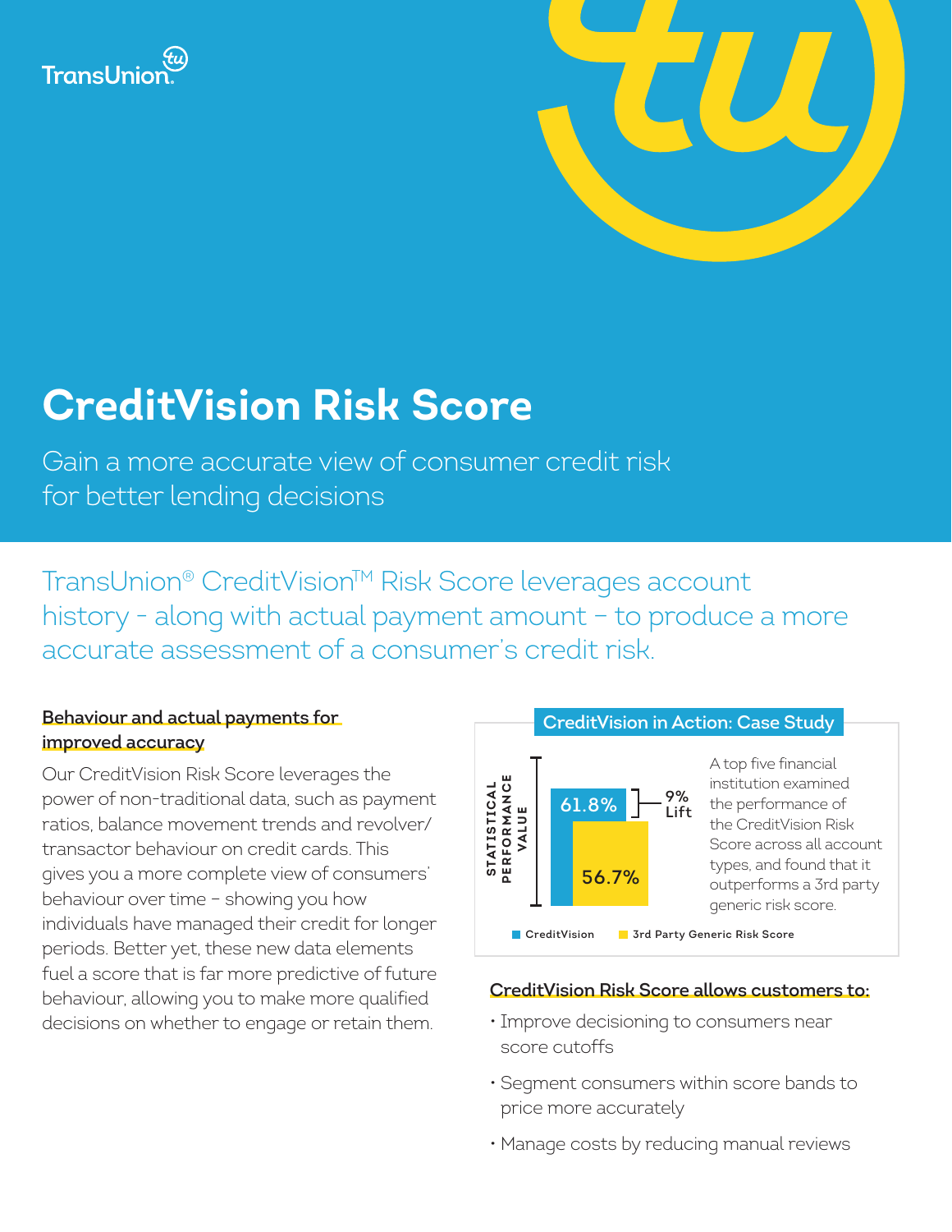TransUnion

# CreditVision Risk Score

Gain a more accurate view of consumer credit risk for better lending decisions

TransUnion® CreditVision™ Risk Score leverages account history - along with actual payment amount – to produce a more accurate assessment of a consumer's credit risk.

### Behaviour and actual payments for improved accuracy

Our CreditVision Risk Score leverages the power of non-traditional data, such as payment ratios, balance movement trends and revolver/transactor behaviour on credit cards. This gives you a more complete view of consumers' behaviour over time – showing you how individuals have managed their credit for longer periods. Better yet, these new data elements fuel a score that is far more predictive of future behaviour, allowing you to make more qualified decisions on whether to engage or retain them.

### CreditVision in Action: Case Study

| Statistical Performance Value | |
|---|---|
| CreditVision | 61.8% |
| 3rd Party Generic Risk Score | 56.7% |

9% Lift

A top five financial institution examined the performance of the CreditVision Risk Score across all account types, and found that it outperforms a 3rd party generic risk score.

### CreditVision Risk Score allows customers to:

- Improve decisioning to consumers near score cutoffs
- Segment consumers within score bands to price more accurately
- Manage costs by reducing manual reviews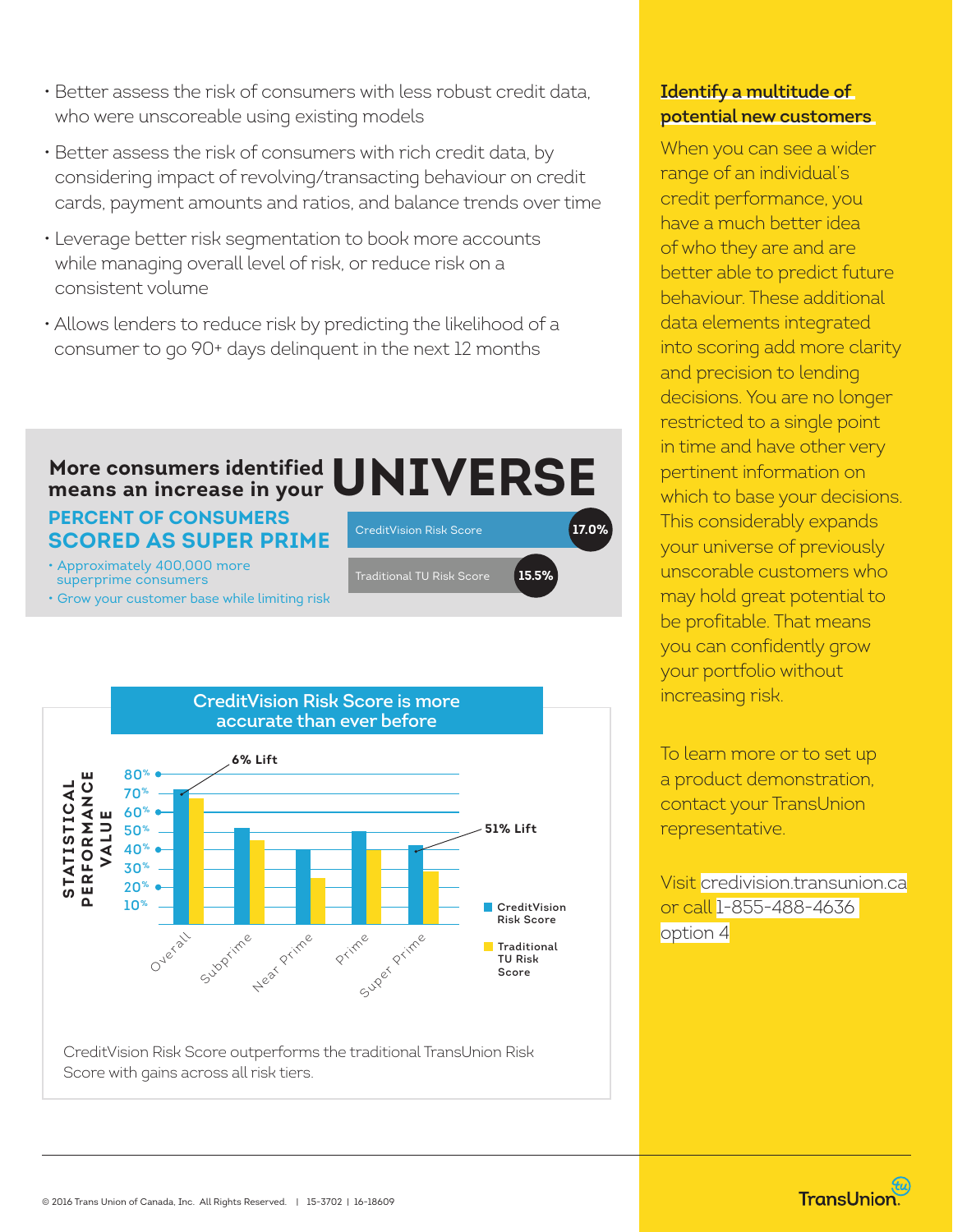- Better assess the risk of consumers with less robust credit data, who were unscoreable using existing models
- Better assess the risk of consumers with rich credit data, by considering impact of revolving/transacting behaviour on credit cards, payment amounts and ratios, and balance trends over time
- Leverage better risk segmentation to book more accounts while managing overall level of risk, or reduce risk on a consistent volume
- Allows lenders to reduce risk by predicting the likelihood of a consumer to go 90+ days delinquent in the next 12 months

## More consumers identified means an increase in your UNIVERSE

### PERCENT OF CONSUMERS SCORED AS SUPER PRIME

- Approximately 400,000 more superprime consumers
- Grow your customer base while limiting risk

CreditVision Risk Score 17.0%

Traditional TU Risk Score 15.5%

### CreditVision Risk Score is more accurate than ever before

STATISTICAL PERFORMANCE VALUE

80%
70%
60%
50%
40%
30%
20%
10%

6% Lift

51% Lift

Overall
Subprime
Near Prime
Prime
Super Prime

CreditVision Risk Score

Traditional TU Risk Score

CreditVision Risk Score outperforms the traditional TransUnion Risk Score with gains across all risk tiers.

### Identify a multitude of potential new customers

When you can see a wider range of an individual's credit performance, you have a much better idea of who they are and are better able to predict future behaviour. These additional data elements integrated into scoring add more clarity and precision to lending decisions. You are no longer restricted to a single point in time and have other very pertinent information on which to base your decisions. This considerably expands your universe of previously unscorable customers who may hold great potential to be profitable. That means you can confidently grow your portfolio without increasing risk.

To learn more or to set up a product demonstration, contact your TransUnion representative.

Visit credivision.transunion.ca or call 1-855-488-4636 option 4

© 2016 Trans Union of Canada, Inc. All Rights Reserved. | 15-3702 | 16-18609

TransUnion